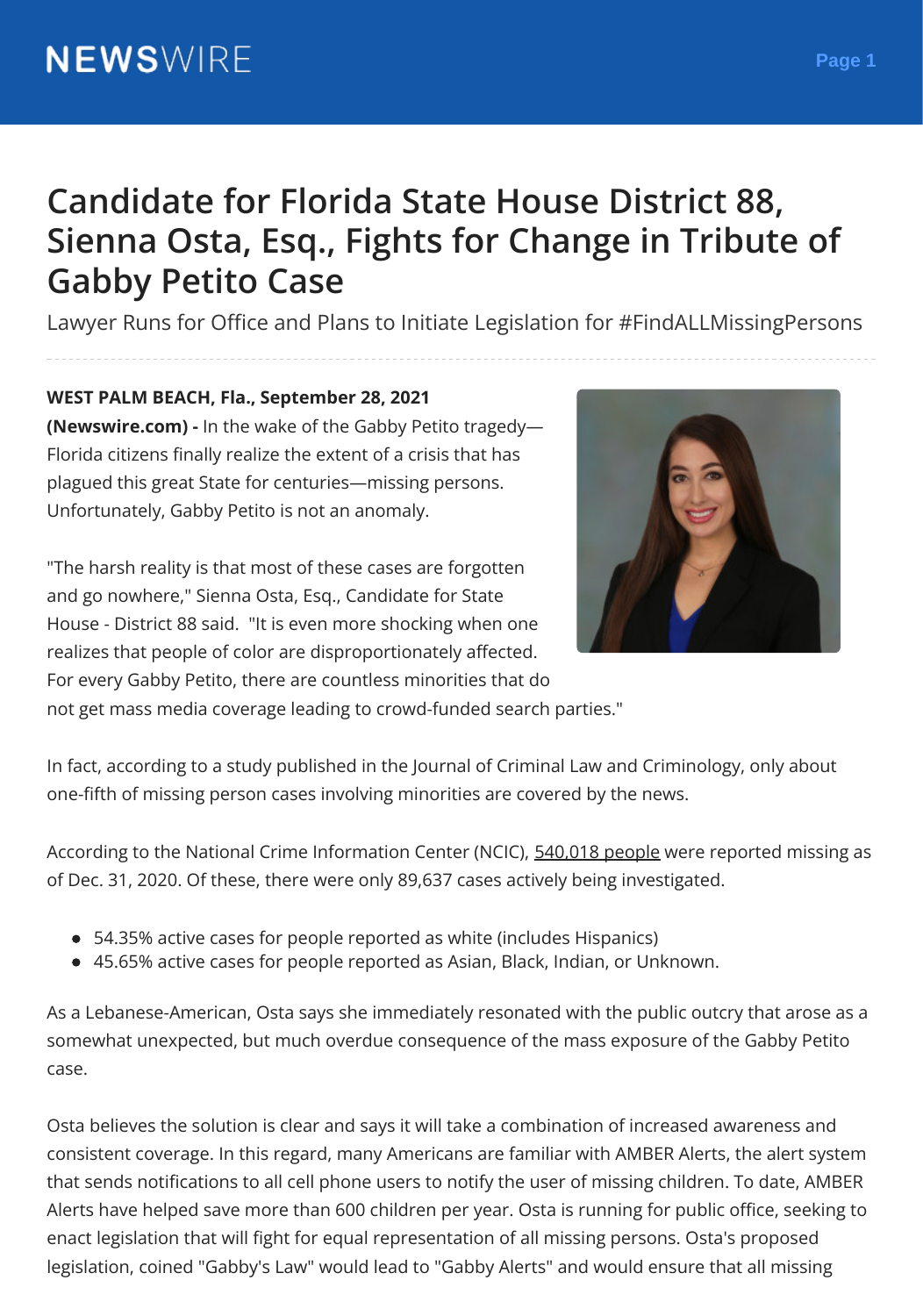# Candidate for Florida State House District 88, Sienna Osta, Esq., Fights for Change in Tribute of Gabby Petito Case

Lawyer Runs for Office and Plans to Initiate Legislation for #FindALLMissingPersons

**WEST PALM BEACH, Fla., September 28, 2021 (Newswire.com) -** In the wake of the Gabby Petito tragedy—Florida citizens finally realize the extent of a crisis that has plagued this great State for centuries—missing persons. Unfortunately, Gabby Petito is not an anomaly.

"The harsh reality is that most of these cases are forgotten and go nowhere," Sienna Osta, Esq., Candidate for State House - District 88 said. "It is even more shocking when one realizes that people of color are disproportionately affected. For every Gabby Petito, there are countless minorities that do not get mass media coverage leading to crowd-funded search parties."

In fact, according to a study published in the Journal of Criminal Law and Criminology, only about one-fifth of missing person cases involving minorities are covered by the news.

According to the National Crime Information Center (NCIC), 540,018 people were reported missing as of Dec. 31, 2020. Of these, there were only 89,637 cases actively being investigated.

- 54.35% active cases for people reported as white (includes Hispanics)
- 45.65% active cases for people reported as Asian, Black, Indian, or Unknown.

As a Lebanese-American, Osta says she immediately resonated with the public outcry that arose as a somewhat unexpected, but much overdue consequence of the mass exposure of the Gabby Petito case.

Osta believes the solution is clear and says it will take a combination of increased awareness and consistent coverage. In this regard, many Americans are familiar with AMBER Alerts, the alert system that sends notifications to all cell phone users to notify the user of missing children. To date, AMBER Alerts have helped save more than 600 children per year. Osta is running for public office, seeking to enact legislation that will fight for equal representation of all missing persons. Osta's proposed legislation, coined "Gabby's Law" would lead to "Gabby Alerts" and would ensure that all missing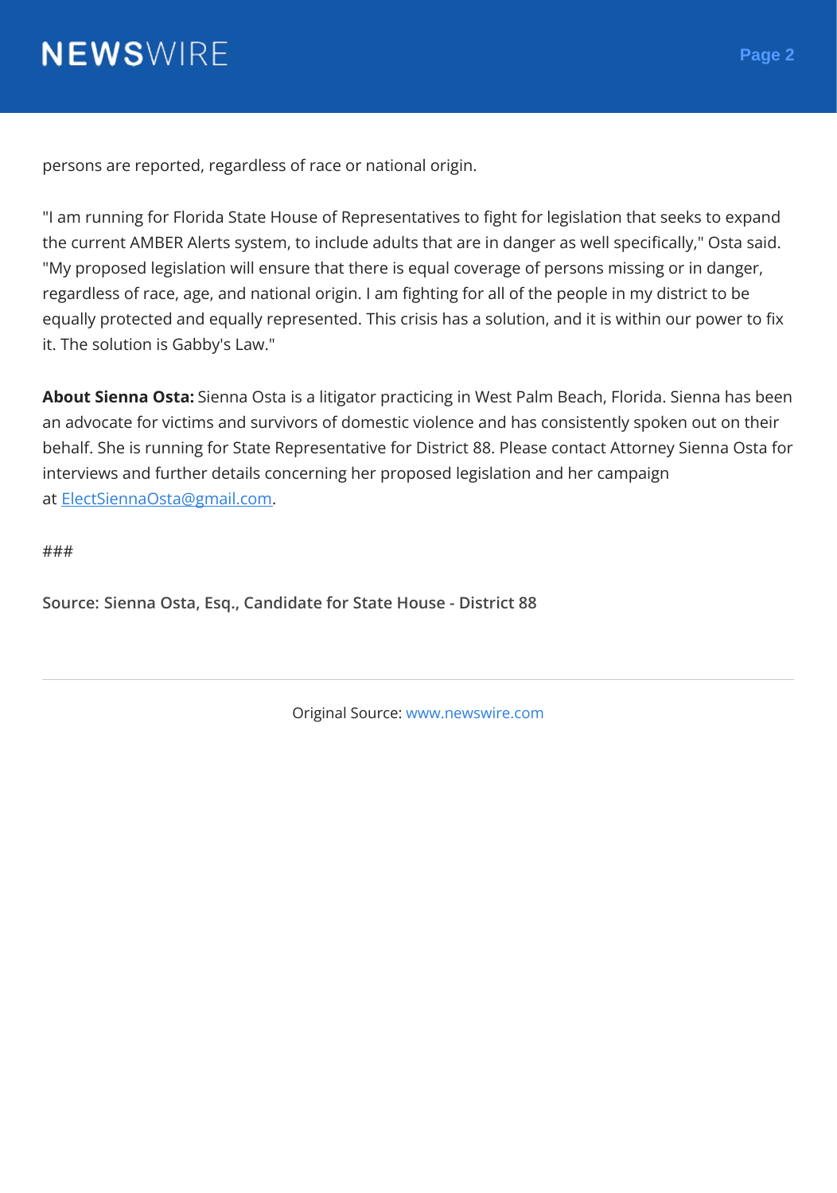persons are reported, regardless of race or national origin.

"I am running for Florida State House of Representatives to fight for legislation that seeks to expand the current AMBER Alerts system, to include adults that are in danger as well specifically," Osta said. "My proposed legislation will ensure that there is equal coverage of persons missing or in danger, regardless of race, age, and national origin. I am fighting for all of the people in my district to be equally protected and equally represented. This crisis has a solution, and it is within our power to fix it. The solution is Gabby's Law."

**About Sienna Osta:** Sienna Osta is a litigator practicing in West Palm Beach, Florida. Sienna has been an advocate for victims and survivors of domestic violence and has consistently spoken out on their behalf. She is running for State Representative for District 88. Please contact Attorney Sienna Osta for interviews and further details concerning her proposed legislation and her campaign at [ElectSiennaOsta@gmail.com](mailto:ElectSiennaOsta@gmail.com).

###

**Source: Sienna Osta, Esq., Candidate for State House - District 88**

---

Original Source: [www.newswire.com](http://www.newswire.com)